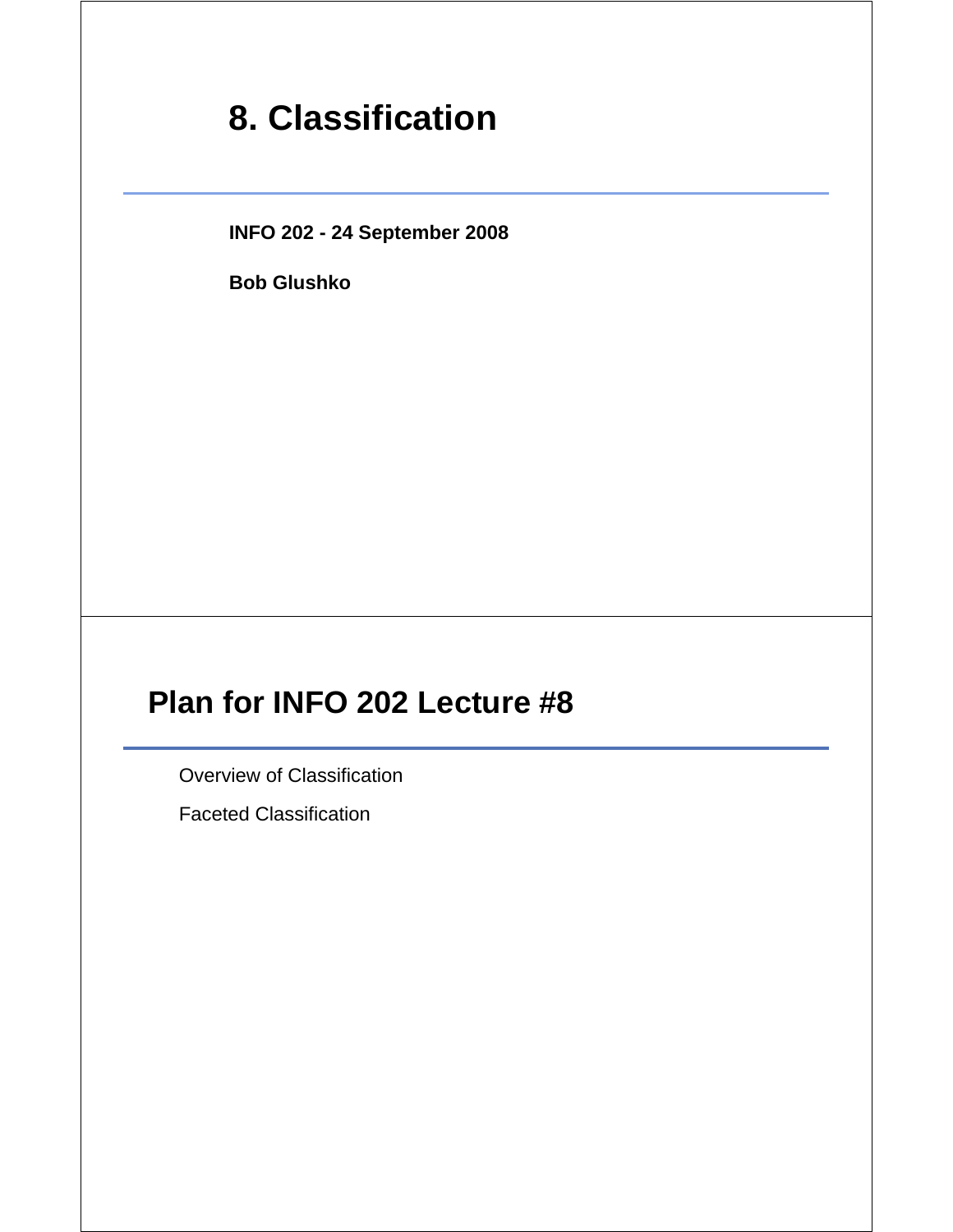# 8. Classification

**INFO 202 - 24 September 2008**

**Bob Glushko**

# Plan for INFO 202 Lecture #8

Overview of Classification

Faceted Classification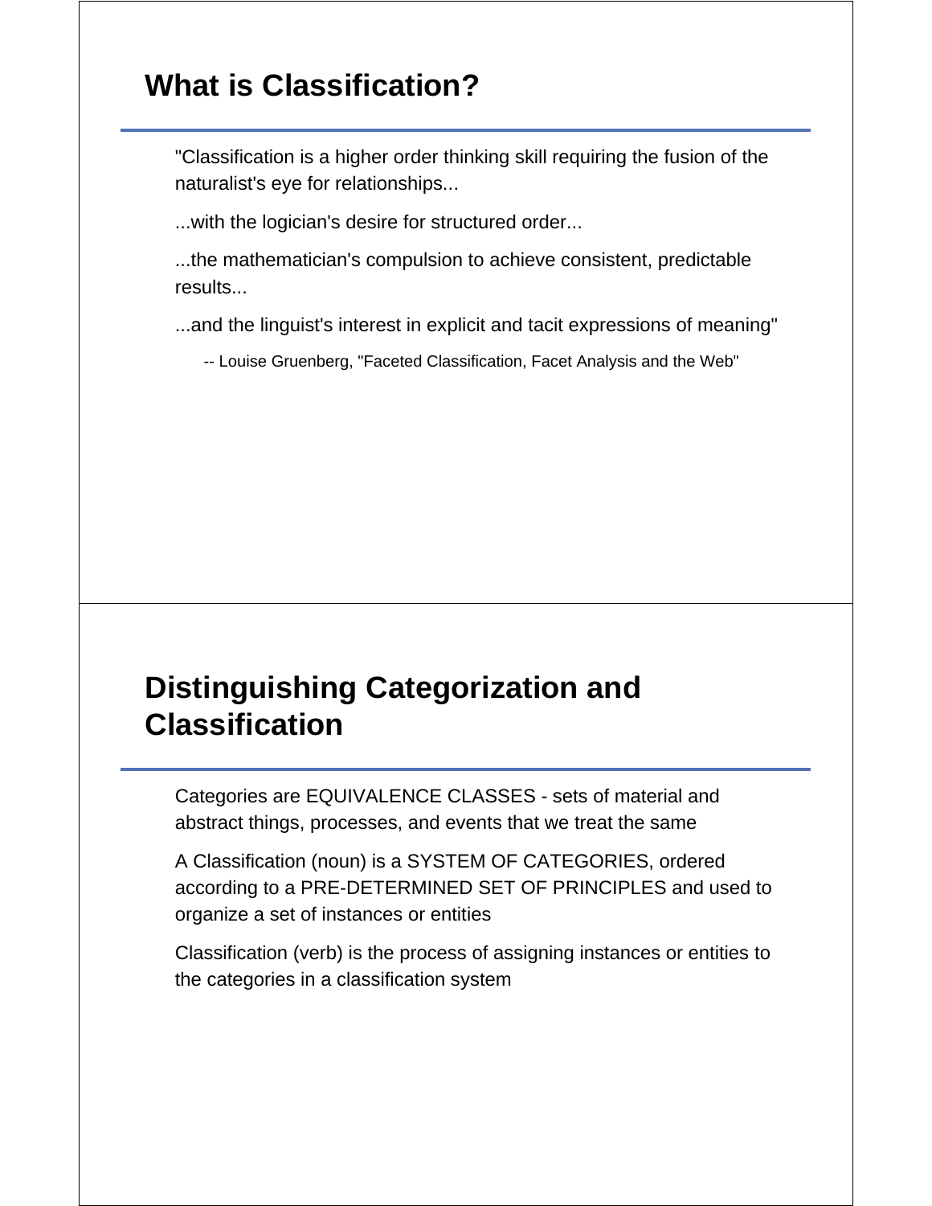## What is Classification?

"Classification is a higher order thinking skill requiring the fusion of the naturalist's eye for relationships...

...with the logician's desire for structured order...

...the mathematician's compulsion to achieve consistent, predictable results...

...and the linguist's interest in explicit and tacit expressions of meaning"

-- Louise Gruenberg, "Faceted Classification, Facet Analysis and the Web"

## Distinguishing Categorization and Classification

Categories are EQUIVALENCE CLASSES - sets of material and abstract things, processes, and events that we treat the same

A Classification (noun) is a SYSTEM OF CATEGORIES, ordered according to a PRE-DETERMINED SET OF PRINCIPLES and used to organize a set of instances or entities

Classification (verb) is the process of assigning instances or entities to the categories in a classification system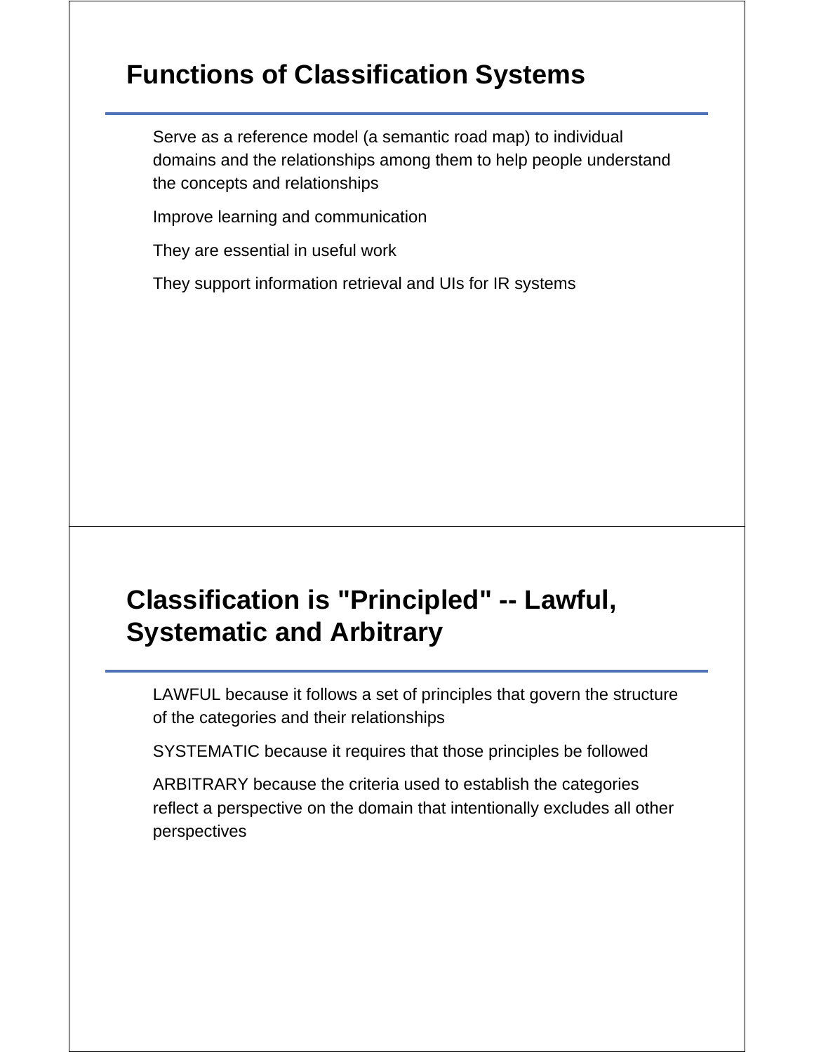## Functions of Classification Systems

Serve as a reference model (a semantic road map) to individual domains and the relationships among them to help people understand the concepts and relationships

Improve learning and communication

They are essential in useful work

They support information retrieval and UIs for IR systems

## Classification is "Principled" -- Lawful, Systematic and Arbitrary

LAWFUL because it follows a set of principles that govern the structure of the categories and their relationships

SYSTEMATIC because it requires that those principles be followed

ARBITRARY because the criteria used to establish the categories reflect a perspective on the domain that intentionally excludes all other perspectives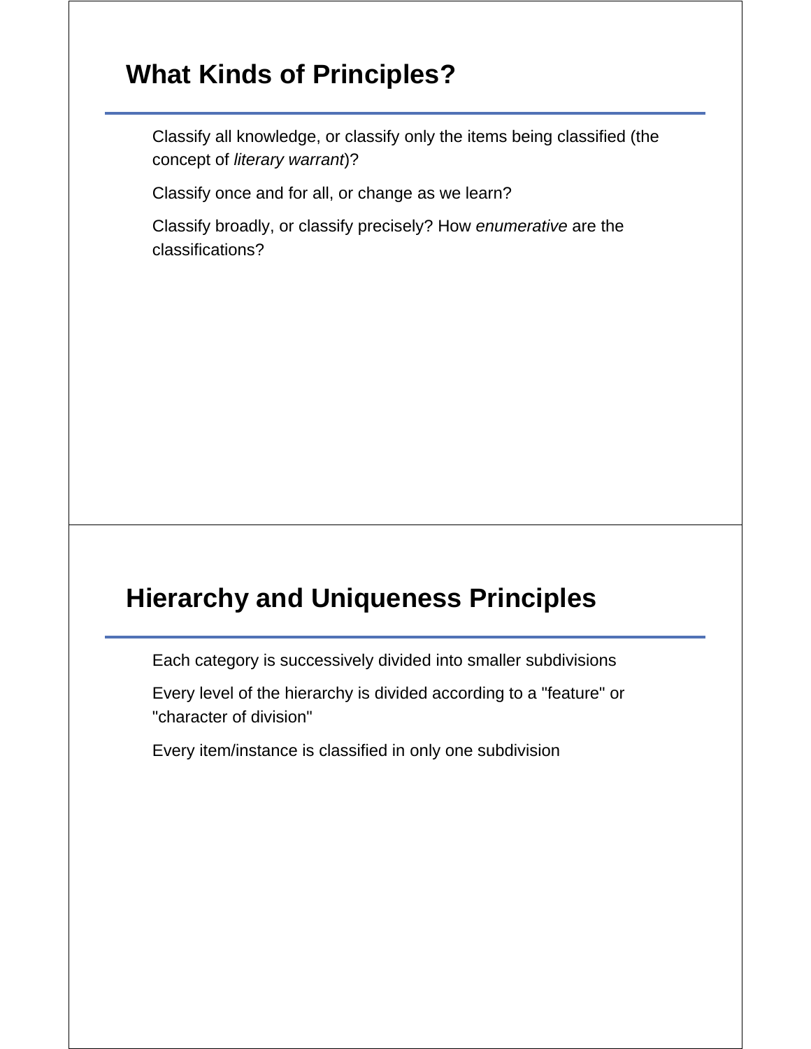## What Kinds of Principles?

Classify all knowledge, or classify only the items being classified (the concept of *literary warrant*)?

Classify once and for all, or change as we learn?

Classify broadly, or classify precisely? How *enumerative* are the classifications?

## Hierarchy and Uniqueness Principles

Each category is successively divided into smaller subdivisions

Every level of the hierarchy is divided according to a "feature" or "character of division"

Every item/instance is classified in only one subdivision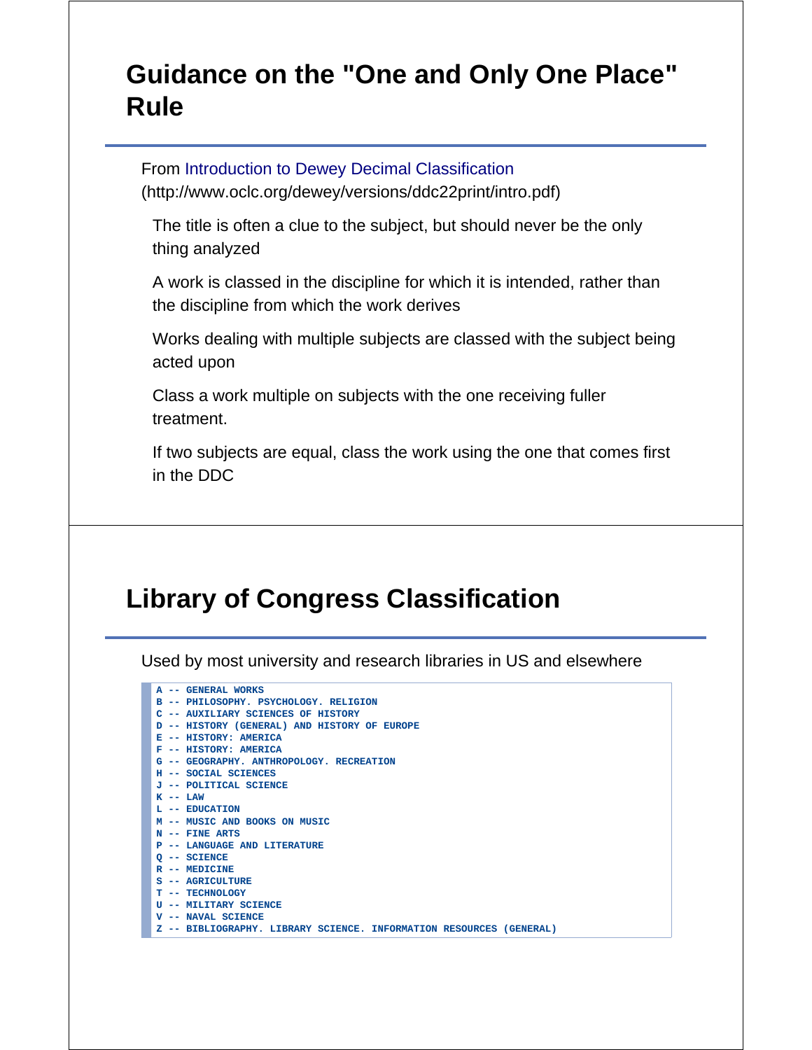# Guidance on the "One and Only One Place" Rule

From Introduction to Dewey Decimal Classification (http://www.oclc.org/dewey/versions/ddc22print/intro.pdf)

The title is often a clue to the subject, but should never be the only thing analyzed

A work is classed in the discipline for which it is intended, rather than the discipline from which the work derives

Works dealing with multiple subjects are classed with the subject being acted upon

Class a work multiple on subjects with the one receiving fuller treatment.

If two subjects are equal, class the work using the one that comes first in the DDC

# Library of Congress Classification

Used by most university and research libraries in US and elsewhere

```
A -- GENERAL WORKS
B -- PHILOSOPHY. PSYCHOLOGY. RELIGION
C -- AUXILIARY SCIENCES OF HISTORY
D -- HISTORY (GENERAL) AND HISTORY OF EUROPE
E -- HISTORY: AMERICA
F -- HISTORY: AMERICA
G -- GEOGRAPHY. ANTHROPOLOGY. RECREATION
H -- SOCIAL SCIENCES
J -- POLITICAL SCIENCE
K -- LAW
L -- EDUCATION
M -- MUSIC AND BOOKS ON MUSIC
N -- FINE ARTS
P -- LANGUAGE AND LITERATURE
Q -- SCIENCE
R -- MEDICINE
S -- AGRICULTURE
T -- TECHNOLOGY
U -- MILITARY SCIENCE
V -- NAVAL SCIENCE
Z -- BIBLIOGRAPHY. LIBRARY SCIENCE. INFORMATION RESOURCES (GENERAL)
```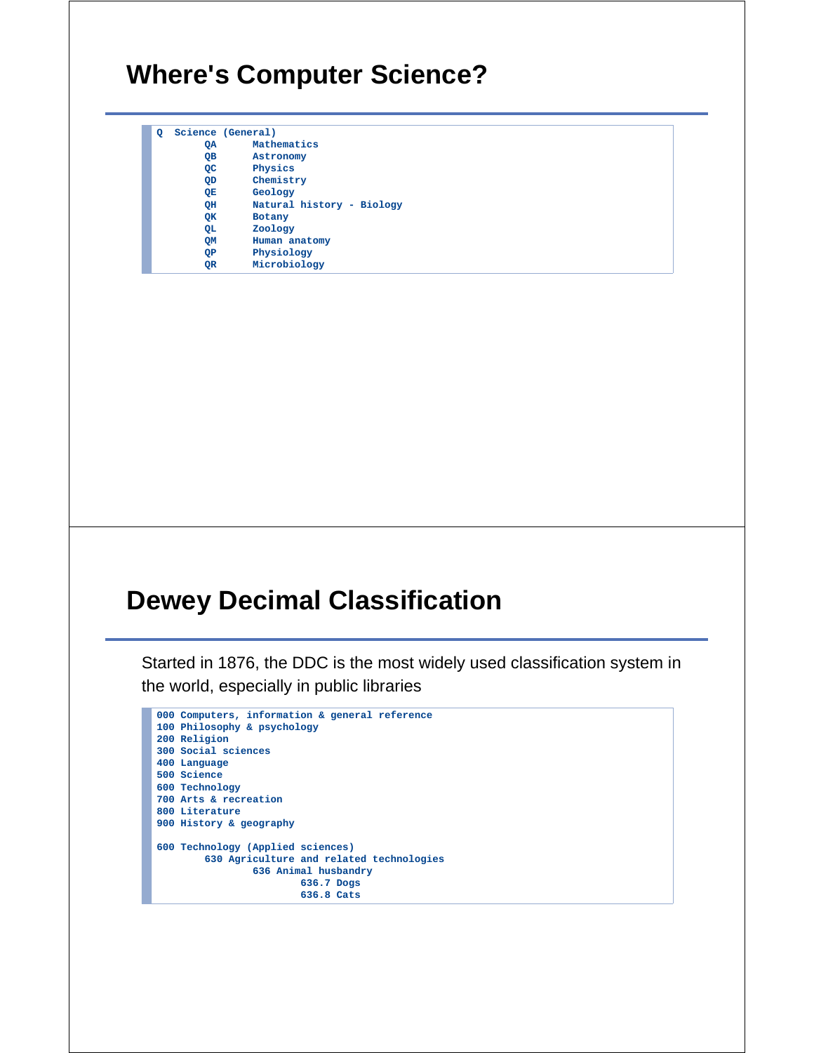# Where's Computer Science?

```
Q  Science (General)
        QA      Mathematics
        QB      Astronomy
        QC      Physics
        QD      Chemistry
        QE      Geology
        QH      Natural history - Biology
        QK      Botany
        QL      Zoology
        QM      Human anatomy
        QP      Physiology
        QR      Microbiology
```

# Dewey Decimal Classification

Started in 1876, the DDC is the most widely used classification system in the world, especially in public libraries

```
000 Computers, information & general reference
100 Philosophy & psychology
200 Religion
300 Social sciences
400 Language
500 Science
600 Technology
700 Arts & recreation
800 Literature
900 History & geography

600 Technology (Applied sciences)
        630 Agriculture and related technologies
                636 Animal husbandry
                        636.7 Dogs
                        636.8 Cats
```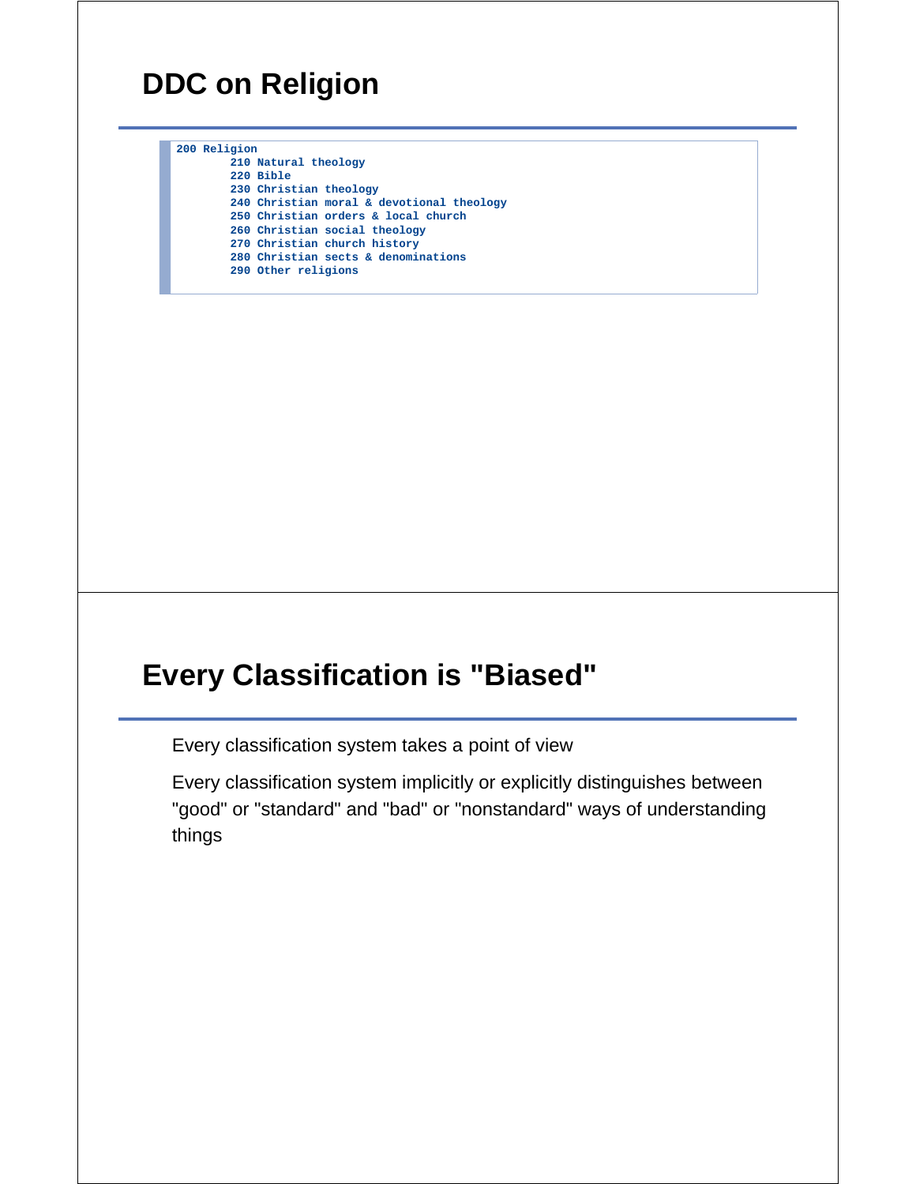# DDC on Religion

```
200 Religion
        210 Natural theology
        220 Bible
        230 Christian theology
        240 Christian moral & devotional theology
        250 Christian orders & local church
        260 Christian social theology
        270 Christian church history
        280 Christian sects & denominations
        290 Other religions
```

# Every Classification is "Biased"

Every classification system takes a point of view

Every classification system implicitly or explicitly distinguishes between "good" or "standard" and "bad" or "nonstandard" ways of understanding things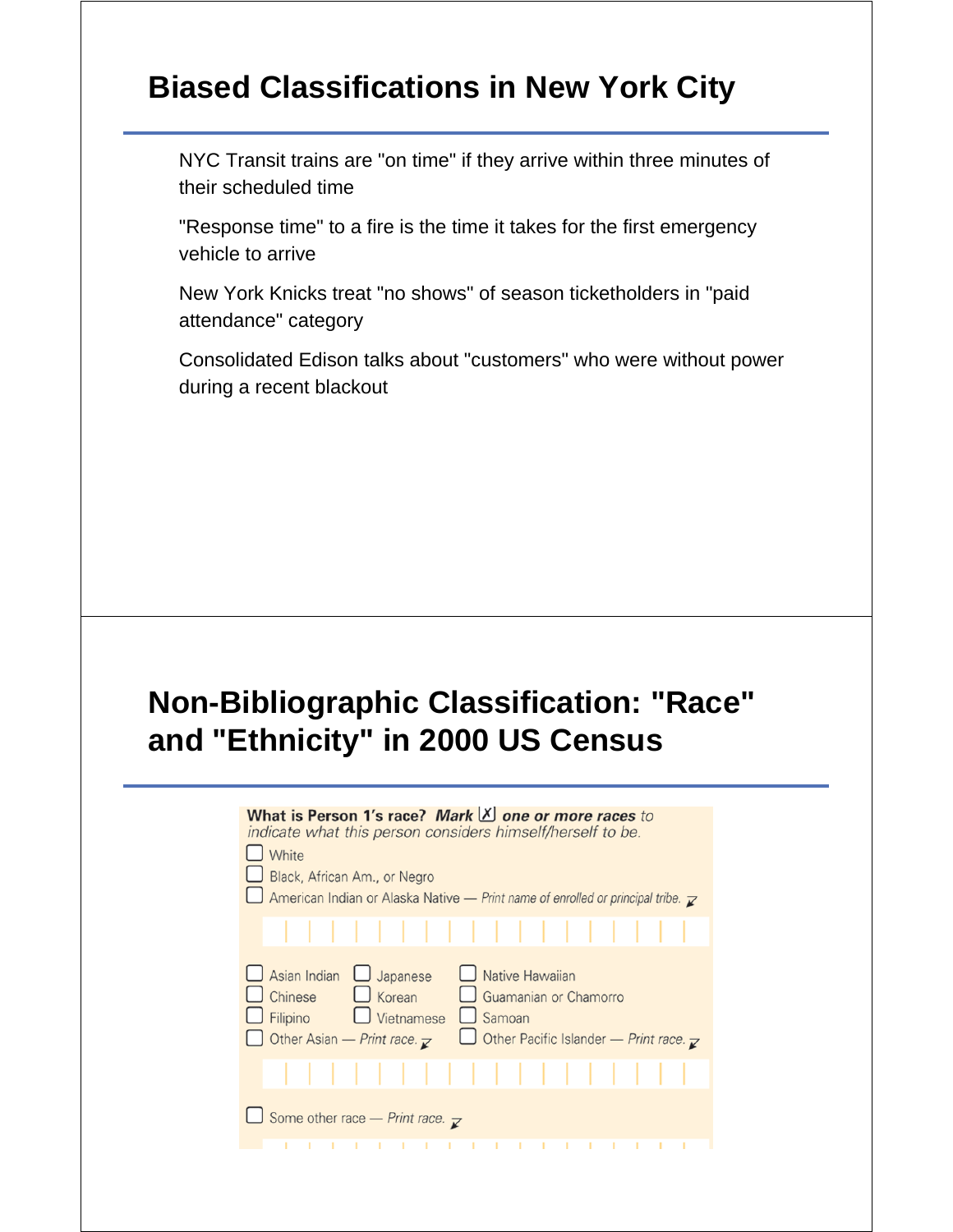# Biased Classifications in New York City

NYC Transit trains are "on time" if they arrive within three minutes of their scheduled time

"Response time" to a fire is the time it takes for the first emergency vehicle to arrive

New York Knicks treat "no shows" of season ticketholders in "paid attendance" category

Consolidated Edison talks about "customers" who were without power during a recent blackout

# Non-Bibliographic Classification: "Race" and "Ethnicity" in 2000 US Census

**What is Person 1's race?** ***Mark*** ☒ ***one or more races*** *to indicate what this person considers himself/herself to be.*

☐ White
☐ Black, African Am., or Negro
☐ American Indian or Alaska Native — *Print name of enrolled or principal tribe.*

☐ Asian Indian ☐ Japanese ☐ Native Hawaiian
☐ Chinese ☐ Korean ☐ Guamanian or Chamorro
☐ Filipino ☐ Vietnamese ☐ Samoan
☐ Other Asian — *Print race.* ☐ Other Pacific Islander — *Print race.*

☐ Some other race — *Print race.*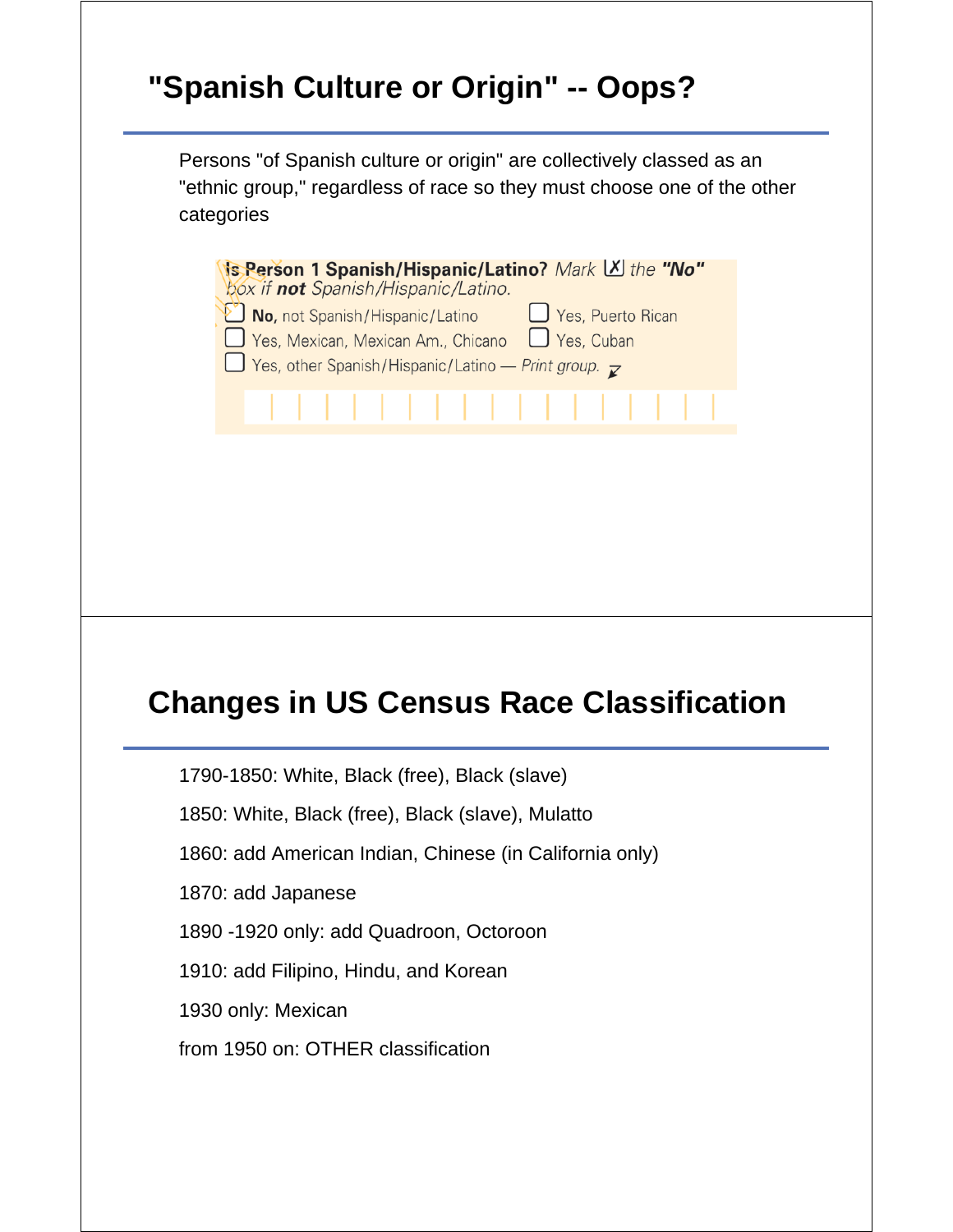# "Spanish Culture or Origin" -- Oops?

Persons "of Spanish culture or origin" are collectively classed as an "ethnic group," regardless of race so they must choose one of the other categories

**Is Person 1 Spanish/Hispanic/Latino?** *Mark* ☒ *the* ***"No"*** *box if* ***not*** *Spanish/Hispanic/Latino.*

☐ **No,** not Spanish/Hispanic/Latino ☐ Yes, Puerto Rican
☐ Yes, Mexican, Mexican Am., Chicano ☐ Yes, Cuban
☐ Yes, other Spanish/Hispanic/Latino — *Print group.*

# Changes in US Census Race Classification

1790-1850: White, Black (free), Black (slave)

1850: White, Black (free), Black (slave), Mulatto

1860: add American Indian, Chinese (in California only)

1870: add Japanese

1890 -1920 only: add Quadroon, Octoroon

1910: add Filipino, Hindu, and Korean

1930 only: Mexican

from 1950 on: OTHER classification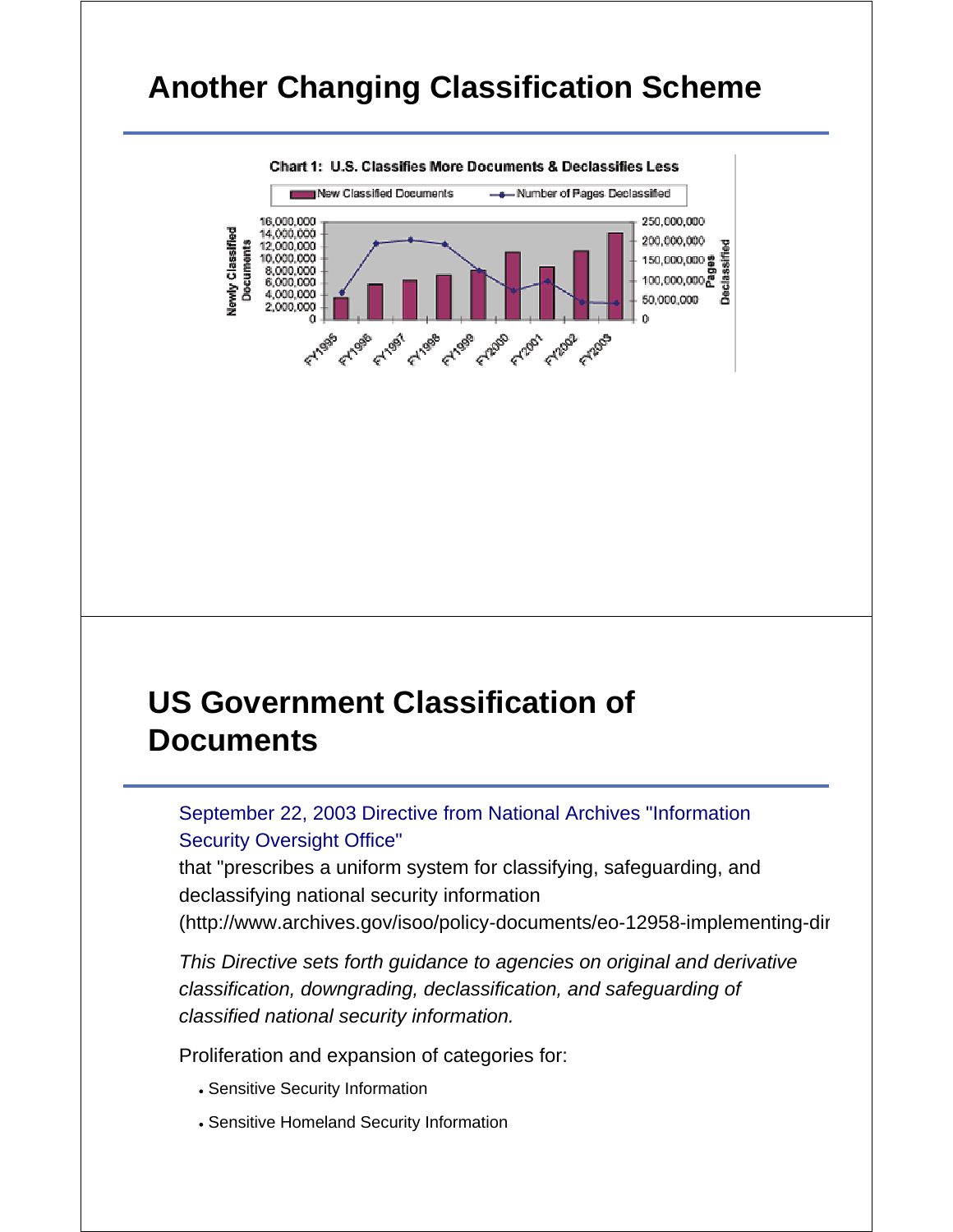# Another Changing Classification Scheme

Chart 1: U.S. Classifies More Documents & Declassifies Less

# US Government Classification of Documents

September 22, 2003 Directive from National Archives "Information Security Oversight Office"

that "prescribes a uniform system for classifying, safeguarding, and declassifying national security information (http://www.archives.gov/isoo/policy-documents/eo-12958-implementing-dir

*This Directive sets forth guidance to agencies on original and derivative classification, downgrading, declassification, and safeguarding of classified national security information.*

Proliferation and expansion of categories for:

- Sensitive Security Information
- Sensitive Homeland Security Information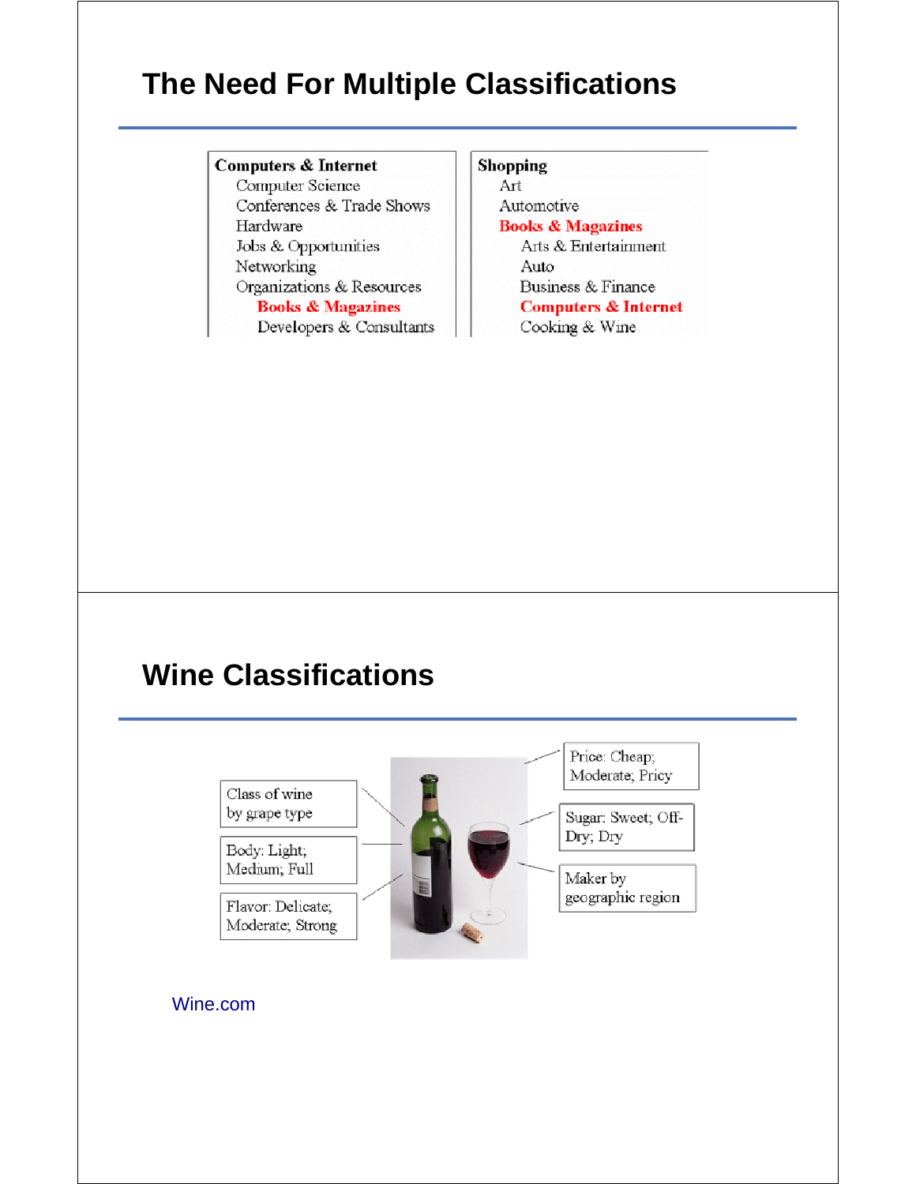# The Need For Multiple Classifications

**Computers & Internet**
- Computer Science
- Conferences & Trade Shows
- Hardware
- Jobs & Opportunities
- Networking
- Organizations & Resources
  - **Books & Magazines**
  - Developers & Consultants

**Shopping**
- Art
- Automotive
- **Books & Magazines**
  - Arts & Entertainment
  - Auto
  - Business & Finance
  - **Computers & Internet**
  - Cooking & Wine

# Wine Classifications

- Class of wine by grape type
- Body: Light; Medium; Full
- Flavor: Delicate; Moderate; Strong
- Price: Cheap; Moderate; Pricy
- Sugar: Sweet; Off-Dry; Dry
- Maker by geographic region

Wine.com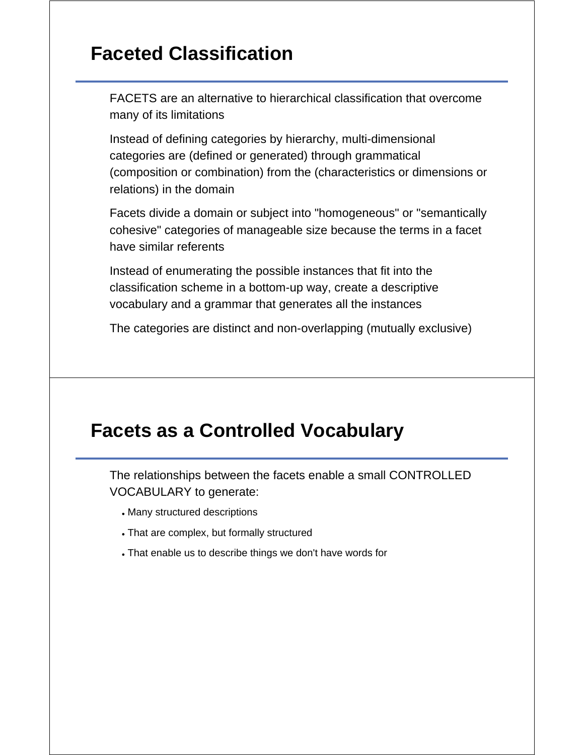## Faceted Classification

FACETS are an alternative to hierarchical classification that overcome many of its limitations

Instead of defining categories by hierarchy, multi-dimensional categories are (defined or generated) through grammatical (composition or combination) from the (characteristics or dimensions or relations) in the domain

Facets divide a domain or subject into "homogeneous" or "semantically cohesive" categories of manageable size because the terms in a facet have similar referents

Instead of enumerating the possible instances that fit into the classification scheme in a bottom-up way, create a descriptive vocabulary and a grammar that generates all the instances

The categories are distinct and non-overlapping (mutually exclusive)

## Facets as a Controlled Vocabulary

The relationships between the facets enable a small CONTROLLED VOCABULARY to generate:

- Many structured descriptions
- That are complex, but formally structured
- That enable us to describe things we don't have words for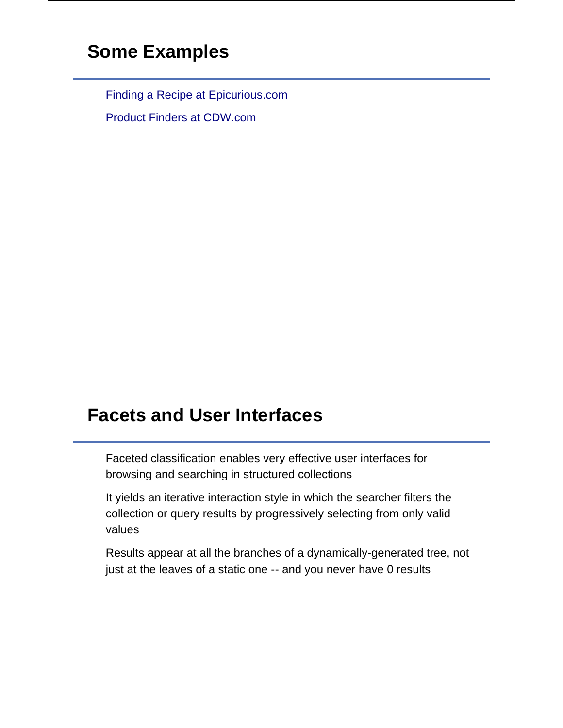## Some Examples

Finding a Recipe at Epicurious.com

Product Finders at CDW.com

## Facets and User Interfaces

Faceted classification enables very effective user interfaces for browsing and searching in structured collections

It yields an iterative interaction style in which the searcher filters the collection or query results by progressively selecting from only valid values

Results appear at all the branches of a dynamically-generated tree, not just at the leaves of a static one -- and you never have 0 results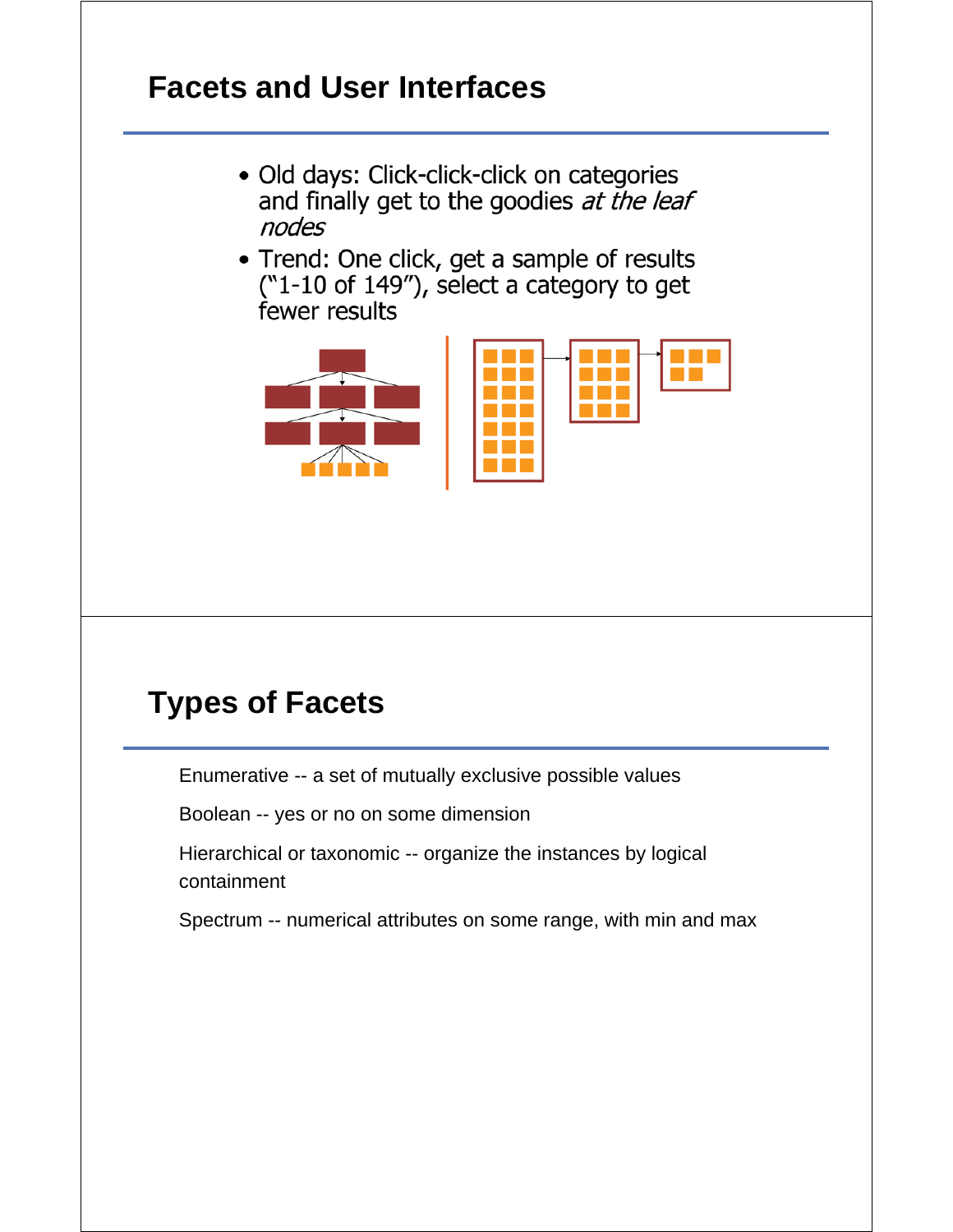## Facets and User Interfaces

- Old days: Click-click-click on categories and finally get to the goodies *at the leaf nodes*
- Trend: One click, get a sample of results ("1-10 of 149"), select a category to get fewer results

## Types of Facets

Enumerative -- a set of mutually exclusive possible values

Boolean -- yes or no on some dimension

Hierarchical or taxonomic -- organize the instances by logical containment

Spectrum -- numerical attributes on some range, with min and max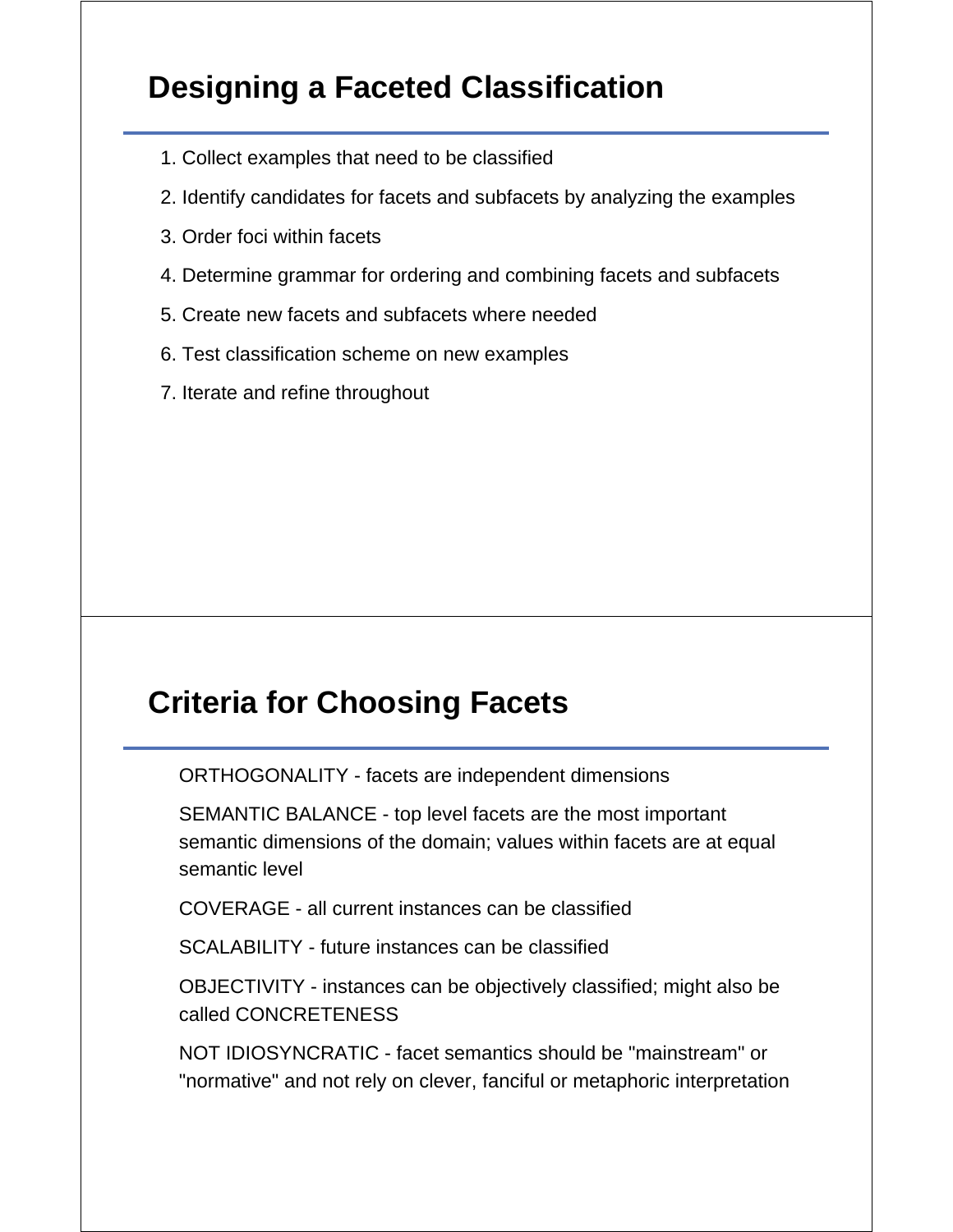## Designing a Faceted Classification

1. Collect examples that need to be classified
2. Identify candidates for facets and subfacets by analyzing the examples
3. Order foci within facets
4. Determine grammar for ordering and combining facets and subfacets
5. Create new facets and subfacets where needed
6. Test classification scheme on new examples
7. Iterate and refine throughout

## Criteria for Choosing Facets

ORTHOGONALITY - facets are independent dimensions

SEMANTIC BALANCE - top level facets are the most important semantic dimensions of the domain; values within facets are at equal semantic level

COVERAGE - all current instances can be classified

SCALABILITY - future instances can be classified

OBJECTIVITY - instances can be objectively classified; might also be called CONCRETENESS

NOT IDIOSYNCRATIC - facet semantics should be "mainstream" or "normative" and not rely on clever, fanciful or metaphoric interpretation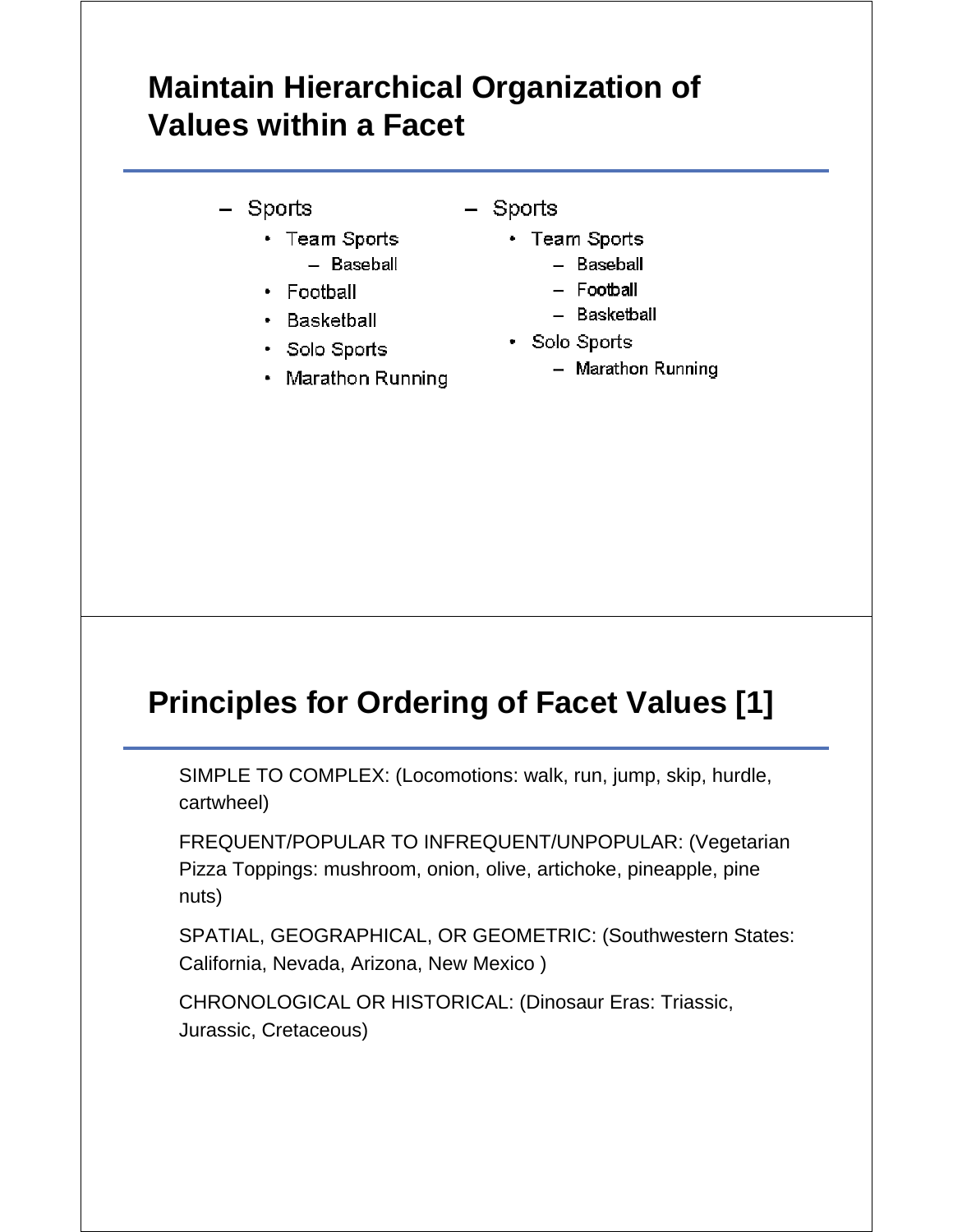## Maintain Hierarchical Organization of Values within a Facet

- Sports
  - Team Sports
    - Baseball
  - Football
  - Basketball
  - Solo Sports
  - Marathon Running

- Sports
  - Team Sports
    - Baseball
    - Football
    - Basketball
  - Solo Sports
    - Marathon Running

## Principles for Ordering of Facet Values [1]

SIMPLE TO COMPLEX: (Locomotions: walk, run, jump, skip, hurdle, cartwheel)

FREQUENT/POPULAR TO INFREQUENT/UNPOPULAR: (Vegetarian Pizza Toppings: mushroom, onion, olive, artichoke, pineapple, pine nuts)

SPATIAL, GEOGRAPHICAL, OR GEOMETRIC: (Southwestern States: California, Nevada, Arizona, New Mexico )

CHRONOLOGICAL OR HISTORICAL: (Dinosaur Eras: Triassic, Jurassic, Cretaceous)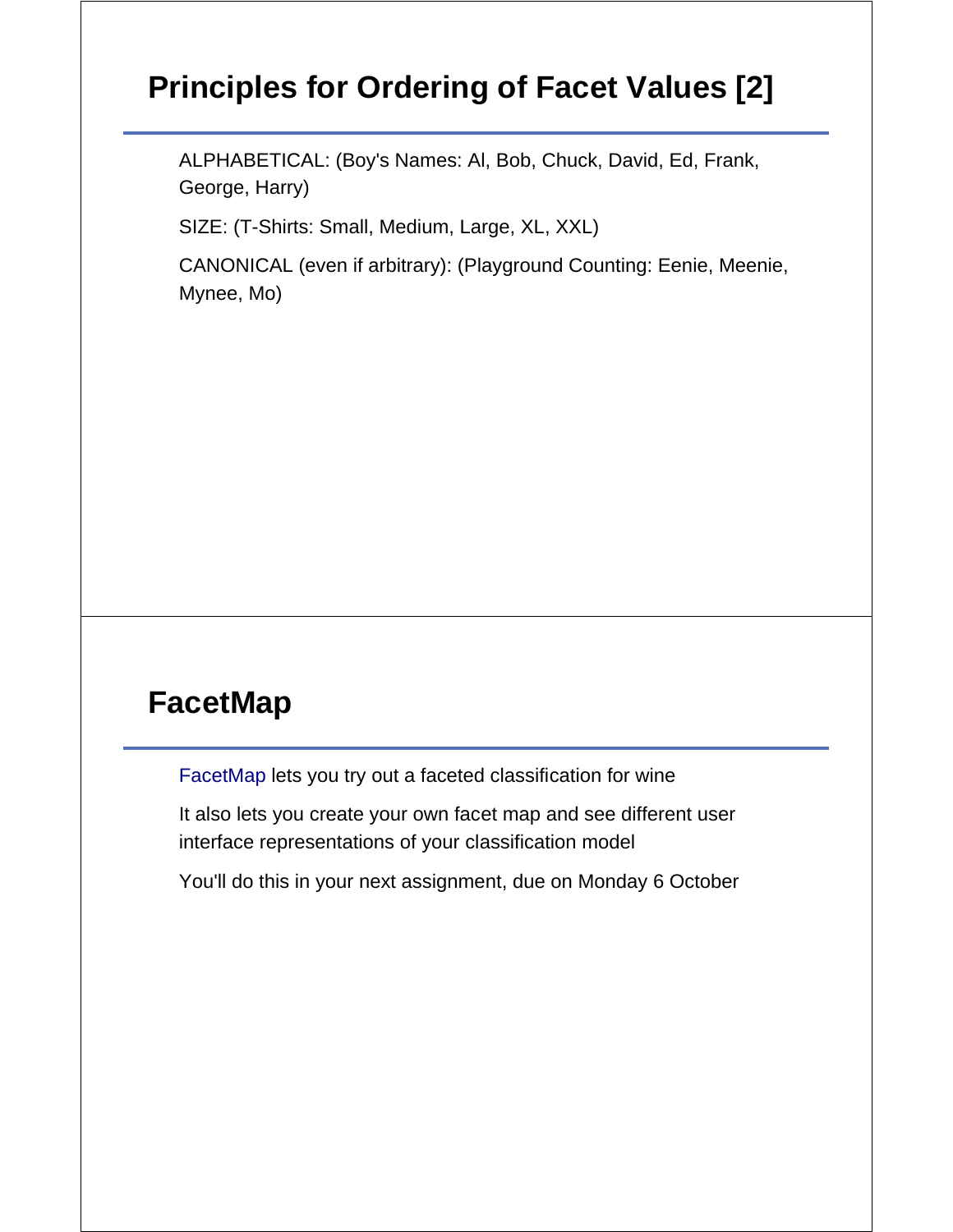## Principles for Ordering of Facet Values [2]

ALPHABETICAL: (Boy's Names: Al, Bob, Chuck, David, Ed, Frank, George, Harry)

SIZE: (T-Shirts: Small, Medium, Large, XL, XXL)

CANONICAL (even if arbitrary): (Playground Counting: Eenie, Meenie, Mynee, Mo)

## FacetMap

FacetMap lets you try out a faceted classification for wine

It also lets you create your own facet map and see different user interface representations of your classification model

You'll do this in your next assignment, due on Monday 6 October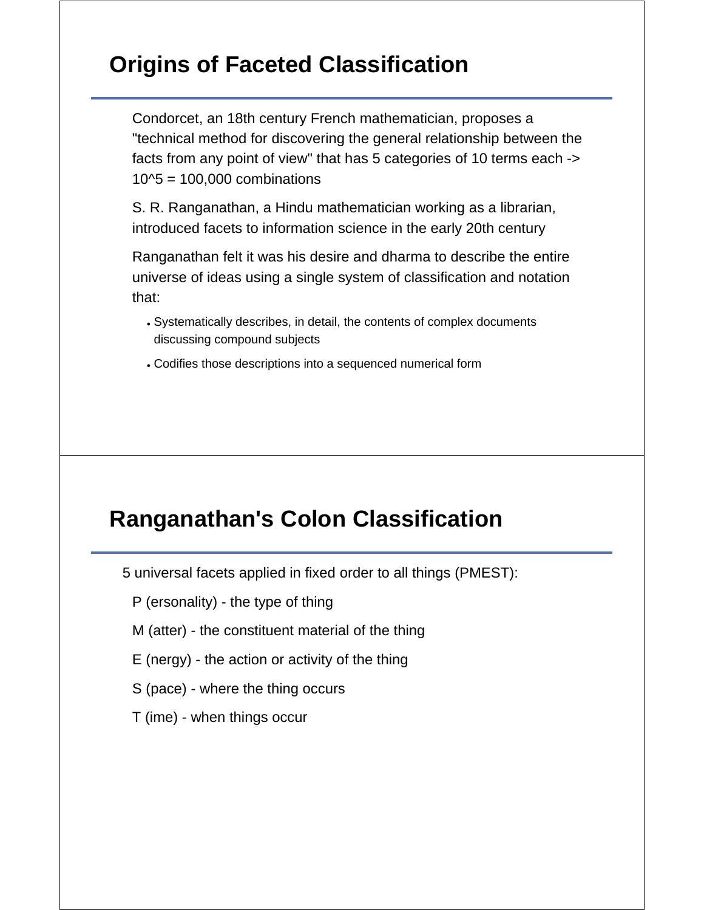## Origins of Faceted Classification

Condorcet, an 18th century French mathematician, proposes a "technical method for discovering the general relationship between the facts from any point of view" that has 5 categories of 10 terms each -> $10^5$ = 100,000 combinations

S. R. Ranganathan, a Hindu mathematician working as a librarian, introduced facets to information science in the early 20th century

Ranganathan felt it was his desire and dharma to describe the entire universe of ideas using a single system of classification and notation that:

- Systematically describes, in detail, the contents of complex documents discussing compound subjects
- Codifies those descriptions into a sequenced numerical form

## Ranganathan's Colon Classification

5 universal facets applied in fixed order to all things (PMEST):

P (ersonality) - the type of thing

M (atter) - the constituent material of the thing

E (nergy) - the action or activity of the thing

S (pace) - where the thing occurs

T (ime) - when things occur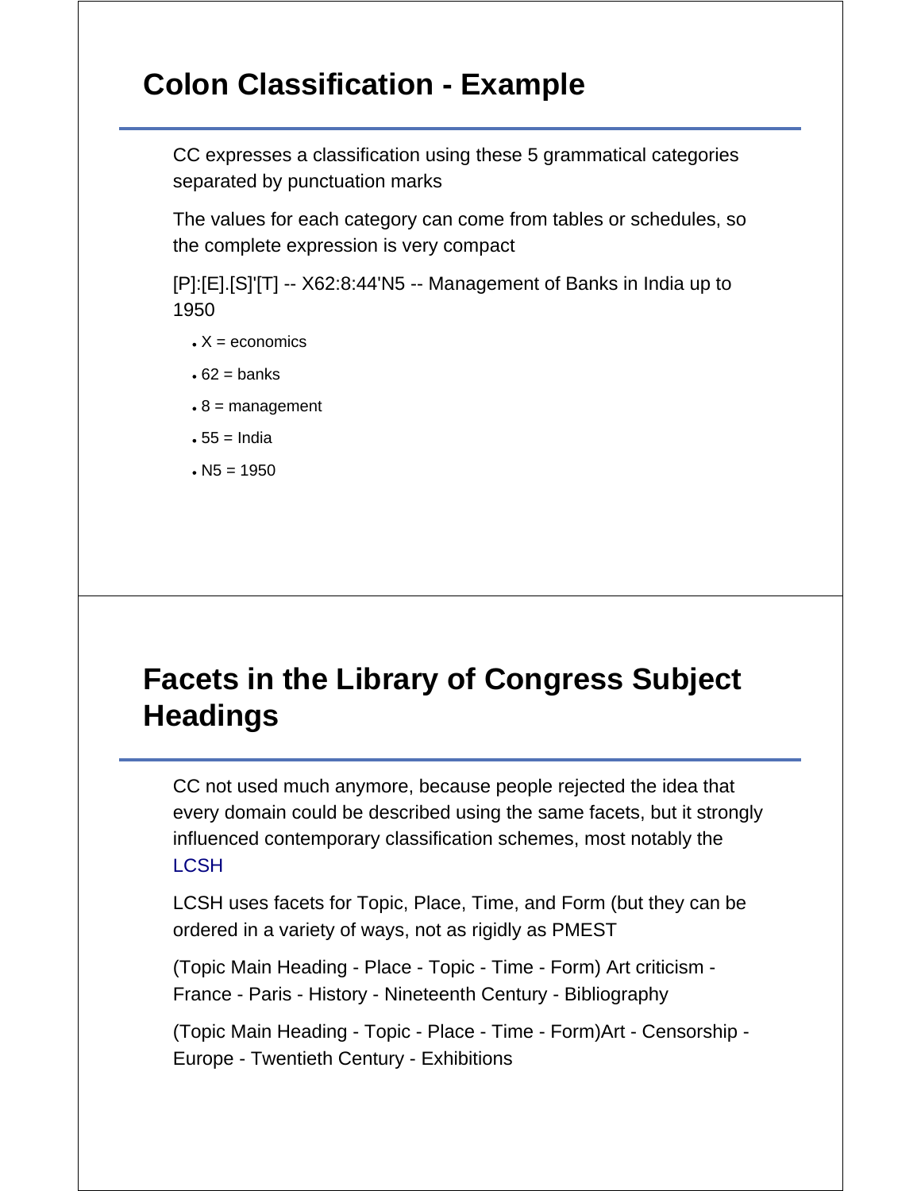## Colon Classification - Example

CC expresses a classification using these 5 grammatical categories separated by punctuation marks

The values for each category can come from tables or schedules, so the complete expression is very compact

[P]:[E].[S]'[T] -- X62:8:44'N5 -- Management of Banks in India up to 1950

- X = economics
- 62 = banks
- 8 = management
- 55 = India
- N5 = 1950

## Facets in the Library of Congress Subject Headings

CC not used much anymore, because people rejected the idea that every domain could be described using the same facets, but it strongly influenced contemporary classification schemes, most notably the LCSH

LCSH uses facets for Topic, Place, Time, and Form (but they can be ordered in a variety of ways, not as rigidly as PMEST

(Topic Main Heading - Place - Topic - Time - Form) Art criticism - France - Paris - History - Nineteenth Century - Bibliography

(Topic Main Heading - Topic - Place - Time - Form)Art - Censorship - Europe - Twentieth Century - Exhibitions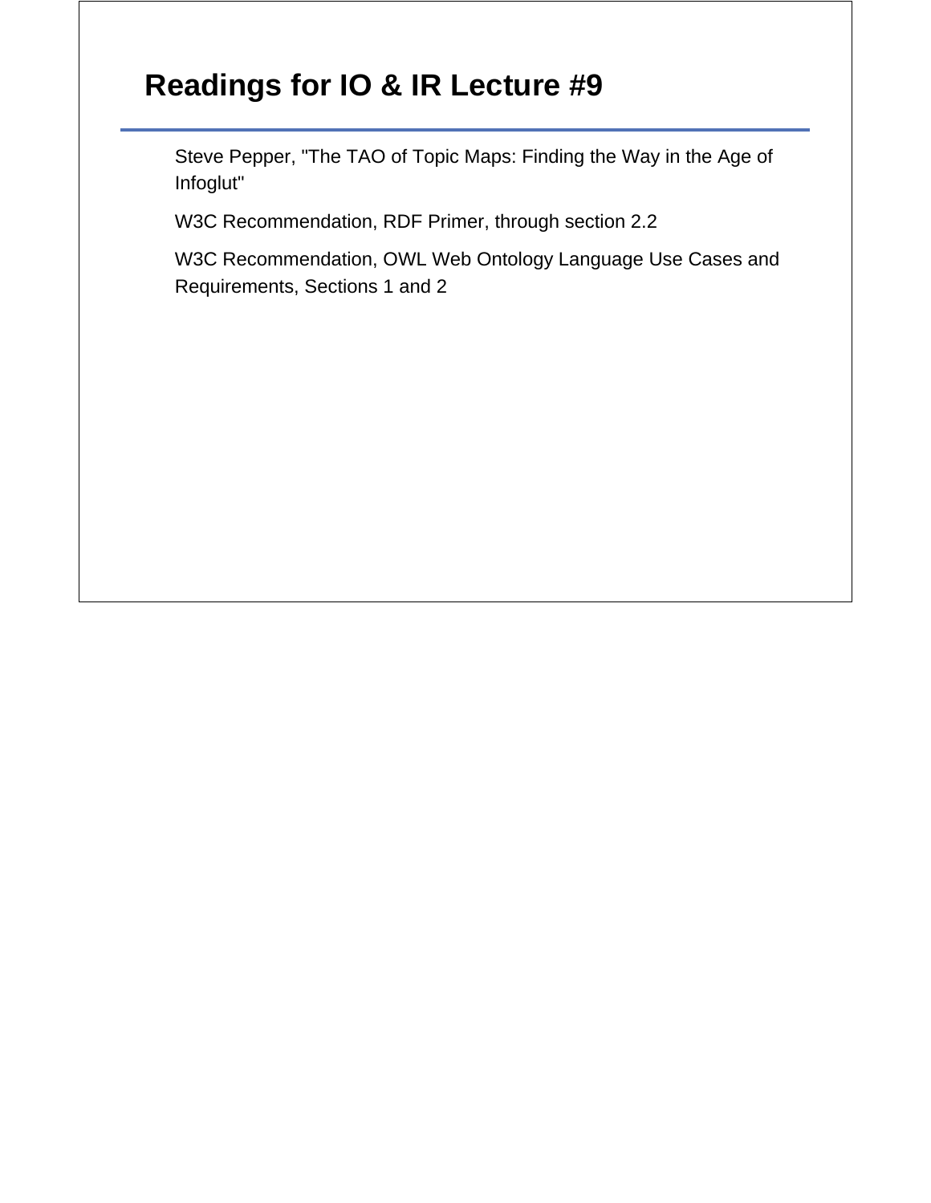# Readings for IO & IR Lecture #9

Steve Pepper, "The TAO of Topic Maps: Finding the Way in the Age of Infoglut"

W3C Recommendation, RDF Primer, through section 2.2

W3C Recommendation, OWL Web Ontology Language Use Cases and Requirements, Sections 1 and 2